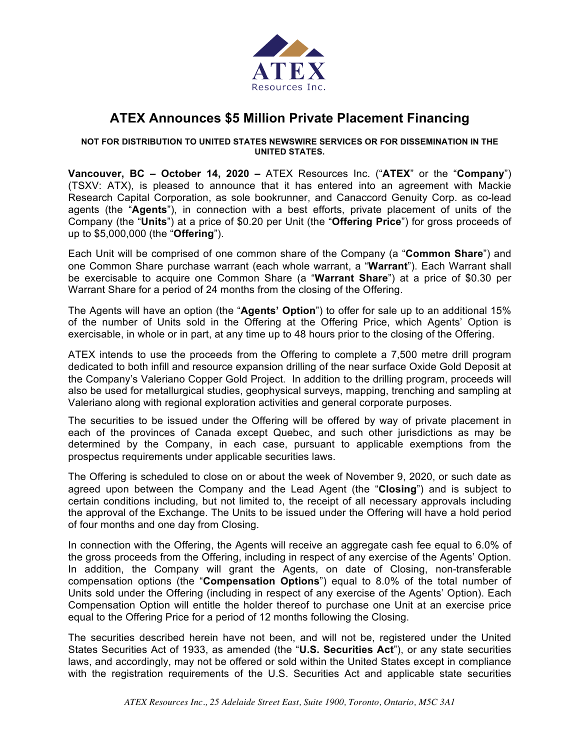ATEX Resources Inc.

# ATEX Announces $5 Million Private Placement Financing

**NOT FOR DISTRIBUTION TO UNITED STATES NEWSWIRE SERVICES OR FOR DISSEMINATION IN THE UNITED STATES.**

**Vancouver, BC – October 14, 2020 –** ATEX Resources Inc. ("**ATEX**" or the "**Company**") (TSXV: ATX), is pleased to announce that it has entered into an agreement with Mackie Research Capital Corporation, as sole bookrunner, and Canaccord Genuity Corp. as co-lead agents (the "**Agents**"), in connection with a best efforts, private placement of units of the Company (the "**Units**") at a price of $0.20 per Unit (the "**Offering Price**") for gross proceeds of up to $5,000,000 (the "**Offering**").

Each Unit will be comprised of one common share of the Company (a "**Common Share**") and one Common Share purchase warrant (each whole warrant, a "**Warrant**"). Each Warrant shall be exercisable to acquire one Common Share (a "**Warrant Share**") at a price of $0.30 per Warrant Share for a period of 24 months from the closing of the Offering.

The Agents will have an option (the "**Agents' Option**") to offer for sale up to an additional 15% of the number of Units sold in the Offering at the Offering Price, which Agents' Option is exercisable, in whole or in part, at any time up to 48 hours prior to the closing of the Offering.

ATEX intends to use the proceeds from the Offering to complete a 7,500 metre drill program dedicated to both infill and resource expansion drilling of the near surface Oxide Gold Deposit at the Company's Valeriano Copper Gold Project. In addition to the drilling program, proceeds will also be used for metallurgical studies, geophysical surveys, mapping, trenching and sampling at Valeriano along with regional exploration activities and general corporate purposes.

The securities to be issued under the Offering will be offered by way of private placement in each of the provinces of Canada except Quebec, and such other jurisdictions as may be determined by the Company, in each case, pursuant to applicable exemptions from the prospectus requirements under applicable securities laws.

The Offering is scheduled to close on or about the week of November 9, 2020, or such date as agreed upon between the Company and the Lead Agent (the "**Closing**") and is subject to certain conditions including, but not limited to, the receipt of all necessary approvals including the approval of the Exchange. The Units to be issued under the Offering will have a hold period of four months and one day from Closing.

In connection with the Offering, the Agents will receive an aggregate cash fee equal to 6.0% of the gross proceeds from the Offering, including in respect of any exercise of the Agents' Option. In addition, the Company will grant the Agents, on date of Closing, non-transferable compensation options (the "**Compensation Options**") equal to 8.0% of the total number of Units sold under the Offering (including in respect of any exercise of the Agents' Option). Each Compensation Option will entitle the holder thereof to purchase one Unit at an exercise price equal to the Offering Price for a period of 12 months following the Closing.

The securities described herein have not been, and will not be, registered under the United States Securities Act of 1933, as amended (the "**U.S. Securities Act**"), or any state securities laws, and accordingly, may not be offered or sold within the United States except in compliance with the registration requirements of the U.S. Securities Act and applicable state securities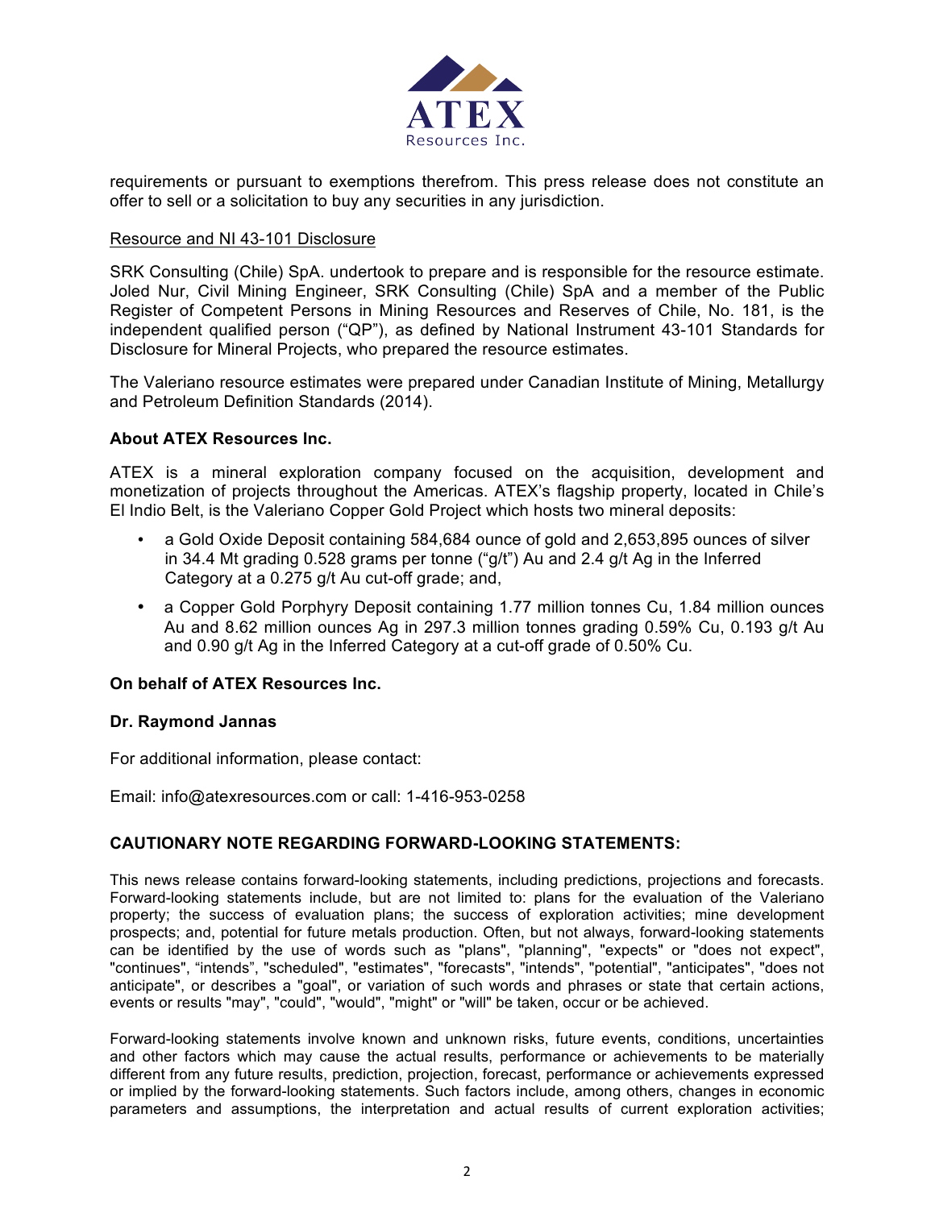requirements or pursuant to exemptions therefrom. This press release does not constitute an offer to sell or a solicitation to buy any securities in any jurisdiction.

Resource and NI 43-101 Disclosure

SRK Consulting (Chile) SpA. undertook to prepare and is responsible for the resource estimate. Joled Nur, Civil Mining Engineer, SRK Consulting (Chile) SpA and a member of the Public Register of Competent Persons in Mining Resources and Reserves of Chile, No. 181, is the independent qualified person ("QP"), as defined by National Instrument 43-101 Standards for Disclosure for Mineral Projects, who prepared the resource estimates.

The Valeriano resource estimates were prepared under Canadian Institute of Mining, Metallurgy and Petroleum Definition Standards (2014).

**About ATEX Resources Inc.**

ATEX is a mineral exploration company focused on the acquisition, development and monetization of projects throughout the Americas. ATEX's flagship property, located in Chile's El Indio Belt, is the Valeriano Copper Gold Project which hosts two mineral deposits:

- a Gold Oxide Deposit containing 584,684 ounce of gold and 2,653,895 ounces of silver in 34.4 Mt grading 0.528 grams per tonne ("g/t") Au and 2.4 g/t Ag in the Inferred Category at a 0.275 g/t Au cut-off grade; and,
- a Copper Gold Porphyry Deposit containing 1.77 million tonnes Cu, 1.84 million ounces Au and 8.62 million ounces Ag in 297.3 million tonnes grading 0.59% Cu, 0.193 g/t Au and 0.90 g/t Ag in the Inferred Category at a cut-off grade of 0.50% Cu.

**On behalf of ATEX Resources Inc.**

**Dr. Raymond Jannas**

For additional information, please contact:

Email: info@atexresources.com or call: 1-416-953-0258

**CAUTIONARY NOTE REGARDING FORWARD-LOOKING STATEMENTS:**

This news release contains forward-looking statements, including predictions, projections and forecasts. Forward-looking statements include, but are not limited to: plans for the evaluation of the Valeriano property; the success of evaluation plans; the success of exploration activities; mine development prospects; and, potential for future metals production. Often, but not always, forward-looking statements can be identified by the use of words such as "plans", "planning", "expects" or "does not expect", "continues", "intends", "scheduled", "estimates", "forecasts", "intends", "potential", "anticipates", "does not anticipate", or describes a "goal", or variation of such words and phrases or state that certain actions, events or results "may", "could", "would", "might" or "will" be taken, occur or be achieved.

Forward-looking statements involve known and unknown risks, future events, conditions, uncertainties and other factors which may cause the actual results, performance or achievements to be materially different from any future results, prediction, projection, forecast, performance or achievements expressed or implied by the forward-looking statements. Such factors include, among others, changes in economic parameters and assumptions, the interpretation and actual results of current exploration activities;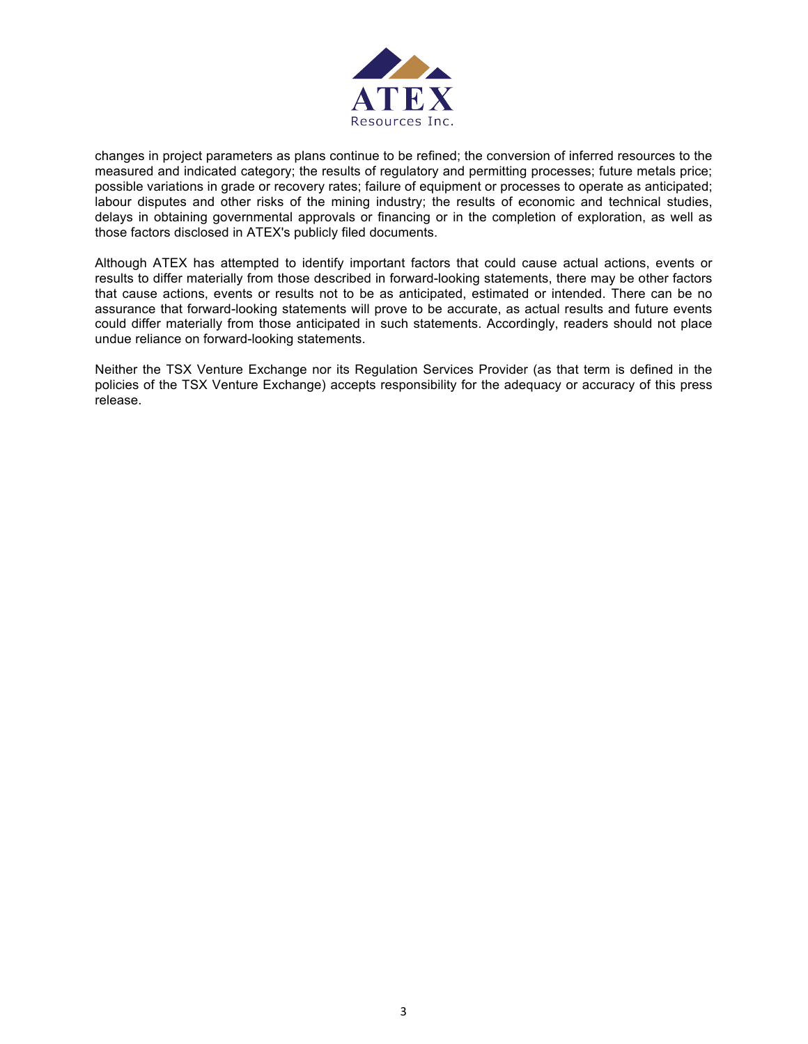changes in project parameters as plans continue to be refined; the conversion of inferred resources to the measured and indicated category; the results of regulatory and permitting processes; future metals price; possible variations in grade or recovery rates; failure of equipment or processes to operate as anticipated; labour disputes and other risks of the mining industry; the results of economic and technical studies, delays in obtaining governmental approvals or financing or in the completion of exploration, as well as those factors disclosed in ATEX's publicly filed documents.

Although ATEX has attempted to identify important factors that could cause actual actions, events or results to differ materially from those described in forward-looking statements, there may be other factors that cause actions, events or results not to be as anticipated, estimated or intended. There can be no assurance that forward-looking statements will prove to be accurate, as actual results and future events could differ materially from those anticipated in such statements. Accordingly, readers should not place undue reliance on forward-looking statements.

Neither the TSX Venture Exchange nor its Regulation Services Provider (as that term is defined in the policies of the TSX Venture Exchange) accepts responsibility for the adequacy or accuracy of this press release.